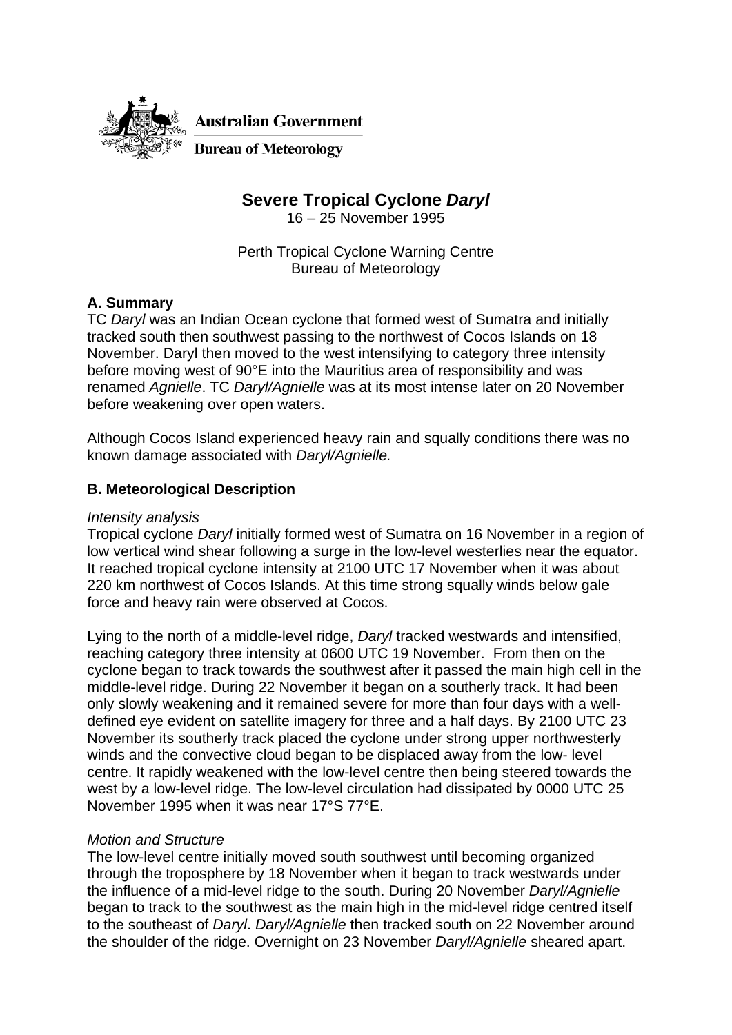Australian Government

Bureau of Meteorology

# Severe Tropical Cyclone *Daryl*

16 – 25 November 1995

Perth Tropical Cyclone Warning Centre
Bureau of Meteorology

## A. Summary

TC *Daryl* was an Indian Ocean cyclone that formed west of Sumatra and initially tracked south then southwest passing to the northwest of Cocos Islands on 18 November. Daryl then moved to the west intensifying to category three intensity before moving west of 90°E into the Mauritius area of responsibility and was renamed *Agnielle*. TC *Daryl/Agnielle* was at its most intense later on 20 November before weakening over open waters.

Although Cocos Island experienced heavy rain and squally conditions there was no known damage associated with *Daryl/Agnielle.*

## B. Meteorological Description

*Intensity analysis*

Tropical cyclone *Daryl* initially formed west of Sumatra on 16 November in a region of low vertical wind shear following a surge in the low-level westerlies near the equator. It reached tropical cyclone intensity at 2100 UTC 17 November when it was about 220 km northwest of Cocos Islands. At this time strong squally winds below gale force and heavy rain were observed at Cocos.

Lying to the north of a middle-level ridge, *Daryl* tracked westwards and intensified, reaching category three intensity at 0600 UTC 19 November. From then on the cyclone began to track towards the southwest after it passed the main high cell in the middle-level ridge. During 22 November it began on a southerly track. It had been only slowly weakening and it remained severe for more than four days with a well-defined eye evident on satellite imagery for three and a half days. By 2100 UTC 23 November its southerly track placed the cyclone under strong upper northwesterly winds and the convective cloud began to be displaced away from the low- level centre. It rapidly weakened with the low-level centre then being steered towards the west by a low-level ridge. The low-level circulation had dissipated by 0000 UTC 25 November 1995 when it was near 17°S 77°E.

*Motion and Structure*

The low-level centre initially moved south southwest until becoming organized through the troposphere by 18 November when it began to track westwards under the influence of a mid-level ridge to the south. During 20 November *Daryl/Agnielle* began to track to the southwest as the main high in the mid-level ridge centred itself to the southeast of *Daryl*. *Daryl/Agnielle* then tracked south on 22 November around the shoulder of the ridge. Overnight on 23 November *Daryl/Agnielle* sheared apart.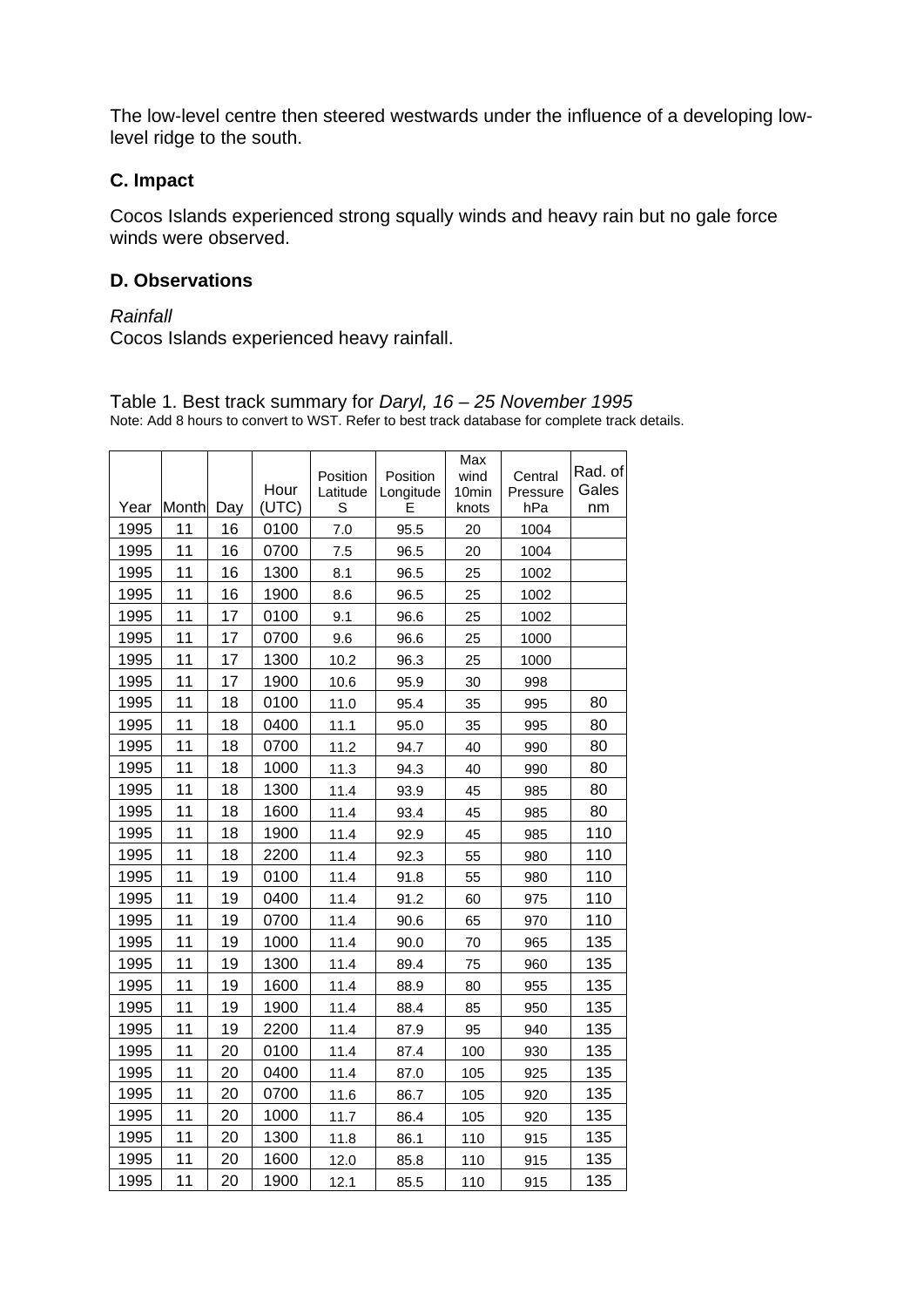The low-level centre then steered westwards under the influence of a developing low-level ridge to the south.

### C. Impact

Cocos Islands experienced strong squally winds and heavy rain but no gale force winds were observed.

### D. Observations

*Rainfall*
Cocos Islands experienced heavy rainfall.

Table 1. Best track summary for *Daryl, 16 – 25 November 1995*
Note: Add 8 hours to convert to WST. Refer to best track database for complete track details.

| Year | Month | Day | Hour (UTC) | Position Latitude S | Position Longitude E | Max wind 10min knots | Central Pressure hPa | Rad. of Gales nm |
|---|---|---|---|---|---|---|---|---|
| 1995 | 11 | 16 | 0100 | 7.0 | 95.5 | 20 | 1004 | |
| 1995 | 11 | 16 | 0700 | 7.5 | 96.5 | 20 | 1004 | |
| 1995 | 11 | 16 | 1300 | 8.1 | 96.5 | 25 | 1002 | |
| 1995 | 11 | 16 | 1900 | 8.6 | 96.5 | 25 | 1002 | |
| 1995 | 11 | 17 | 0100 | 9.1 | 96.6 | 25 | 1002 | |
| 1995 | 11 | 17 | 0700 | 9.6 | 96.6 | 25 | 1000 | |
| 1995 | 11 | 17 | 1300 | 10.2 | 96.3 | 25 | 1000 | |
| 1995 | 11 | 17 | 1900 | 10.6 | 95.9 | 30 | 998 | |
| 1995 | 11 | 18 | 0100 | 11.0 | 95.4 | 35 | 995 | 80 |
| 1995 | 11 | 18 | 0400 | 11.1 | 95.0 | 35 | 995 | 80 |
| 1995 | 11 | 18 | 0700 | 11.2 | 94.7 | 40 | 990 | 80 |
| 1995 | 11 | 18 | 1000 | 11.3 | 94.3 | 40 | 990 | 80 |
| 1995 | 11 | 18 | 1300 | 11.4 | 93.9 | 45 | 985 | 80 |
| 1995 | 11 | 18 | 1600 | 11.4 | 93.4 | 45 | 985 | 80 |
| 1995 | 11 | 18 | 1900 | 11.4 | 92.9 | 45 | 985 | 110 |
| 1995 | 11 | 18 | 2200 | 11.4 | 92.3 | 55 | 980 | 110 |
| 1995 | 11 | 19 | 0100 | 11.4 | 91.8 | 55 | 980 | 110 |
| 1995 | 11 | 19 | 0400 | 11.4 | 91.2 | 60 | 975 | 110 |
| 1995 | 11 | 19 | 0700 | 11.4 | 90.6 | 65 | 970 | 110 |
| 1995 | 11 | 19 | 1000 | 11.4 | 90.0 | 70 | 965 | 135 |
| 1995 | 11 | 19 | 1300 | 11.4 | 89.4 | 75 | 960 | 135 |
| 1995 | 11 | 19 | 1600 | 11.4 | 88.9 | 80 | 955 | 135 |
| 1995 | 11 | 19 | 1900 | 11.4 | 88.4 | 85 | 950 | 135 |
| 1995 | 11 | 19 | 2200 | 11.4 | 87.9 | 95 | 940 | 135 |
| 1995 | 11 | 20 | 0100 | 11.4 | 87.4 | 100 | 930 | 135 |
| 1995 | 11 | 20 | 0400 | 11.4 | 87.0 | 105 | 925 | 135 |
| 1995 | 11 | 20 | 0700 | 11.6 | 86.7 | 105 | 920 | 135 |
| 1995 | 11 | 20 | 1000 | 11.7 | 86.4 | 105 | 920 | 135 |
| 1995 | 11 | 20 | 1300 | 11.8 | 86.1 | 110 | 915 | 135 |
| 1995 | 11 | 20 | 1600 | 12.0 | 85.8 | 110 | 915 | 135 |
| 1995 | 11 | 20 | 1900 | 12.1 | 85.5 | 110 | 915 | 135 |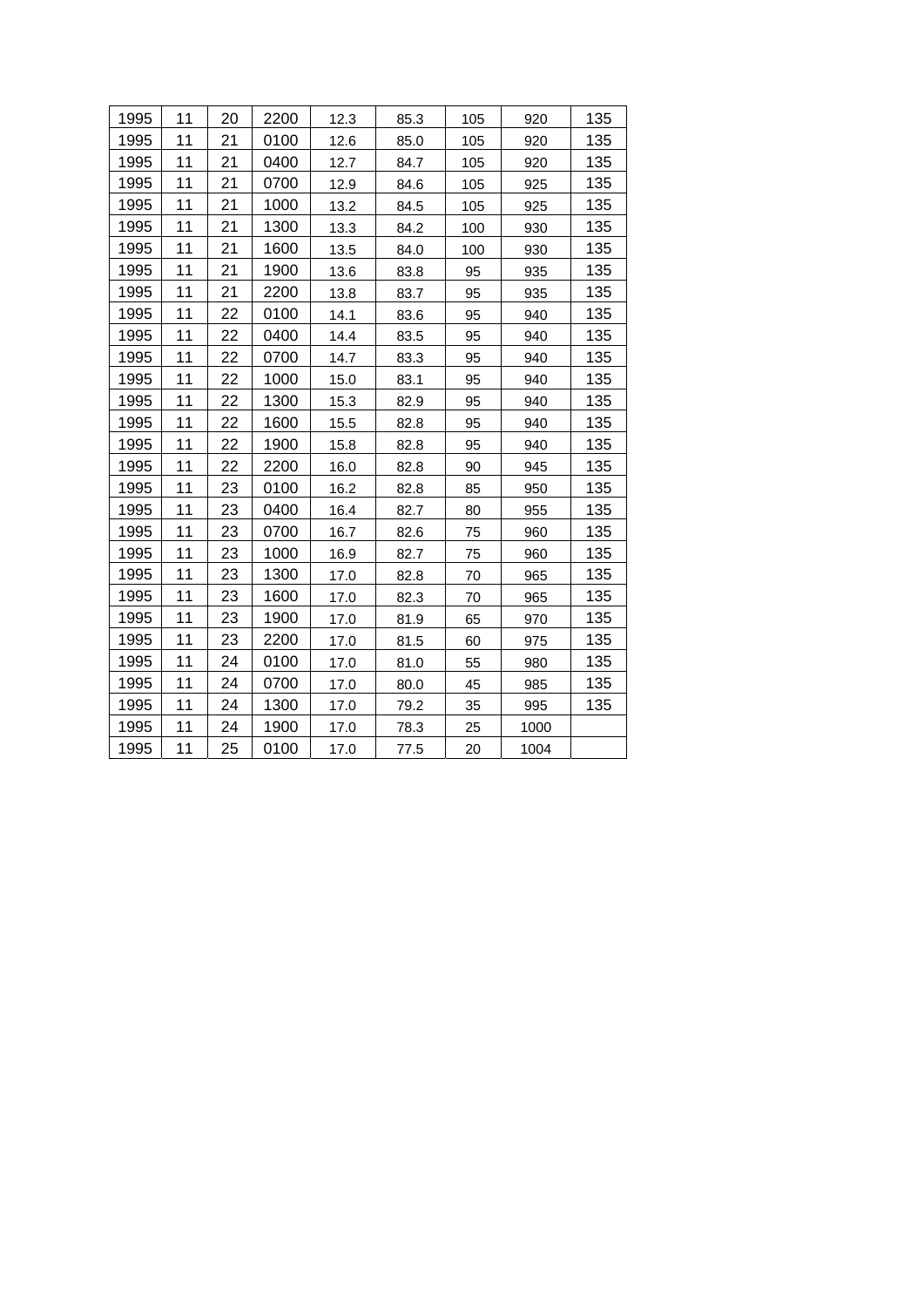| 1995 | 11 | 20 | 2200 | 12.3 | 85.3 | 105 | 920 | 135 |
|---|---|---|---|---|---|---|---|---|
| 1995 | 11 | 21 | 0100 | 12.6 | 85.0 | 105 | 920 | 135 |
| 1995 | 11 | 21 | 0400 | 12.7 | 84.7 | 105 | 920 | 135 |
| 1995 | 11 | 21 | 0700 | 12.9 | 84.6 | 105 | 925 | 135 |
| 1995 | 11 | 21 | 1000 | 13.2 | 84.5 | 105 | 925 | 135 |
| 1995 | 11 | 21 | 1300 | 13.3 | 84.2 | 100 | 930 | 135 |
| 1995 | 11 | 21 | 1600 | 13.5 | 84.0 | 100 | 930 | 135 |
| 1995 | 11 | 21 | 1900 | 13.6 | 83.8 | 95 | 935 | 135 |
| 1995 | 11 | 21 | 2200 | 13.8 | 83.7 | 95 | 935 | 135 |
| 1995 | 11 | 22 | 0100 | 14.1 | 83.6 | 95 | 940 | 135 |
| 1995 | 11 | 22 | 0400 | 14.4 | 83.5 | 95 | 940 | 135 |
| 1995 | 11 | 22 | 0700 | 14.7 | 83.3 | 95 | 940 | 135 |
| 1995 | 11 | 22 | 1000 | 15.0 | 83.1 | 95 | 940 | 135 |
| 1995 | 11 | 22 | 1300 | 15.3 | 82.9 | 95 | 940 | 135 |
| 1995 | 11 | 22 | 1600 | 15.5 | 82.8 | 95 | 940 | 135 |
| 1995 | 11 | 22 | 1900 | 15.8 | 82.8 | 95 | 940 | 135 |
| 1995 | 11 | 22 | 2200 | 16.0 | 82.8 | 90 | 945 | 135 |
| 1995 | 11 | 23 | 0100 | 16.2 | 82.8 | 85 | 950 | 135 |
| 1995 | 11 | 23 | 0400 | 16.4 | 82.7 | 80 | 955 | 135 |
| 1995 | 11 | 23 | 0700 | 16.7 | 82.6 | 75 | 960 | 135 |
| 1995 | 11 | 23 | 1000 | 16.9 | 82.7 | 75 | 960 | 135 |
| 1995 | 11 | 23 | 1300 | 17.0 | 82.8 | 70 | 965 | 135 |
| 1995 | 11 | 23 | 1600 | 17.0 | 82.3 | 70 | 965 | 135 |
| 1995 | 11 | 23 | 1900 | 17.0 | 81.9 | 65 | 970 | 135 |
| 1995 | 11 | 23 | 2200 | 17.0 | 81.5 | 60 | 975 | 135 |
| 1995 | 11 | 24 | 0100 | 17.0 | 81.0 | 55 | 980 | 135 |
| 1995 | 11 | 24 | 0700 | 17.0 | 80.0 | 45 | 985 | 135 |
| 1995 | 11 | 24 | 1300 | 17.0 | 79.2 | 35 | 995 | 135 |
| 1995 | 11 | 24 | 1900 | 17.0 | 78.3 | 25 | 1000 | |
| 1995 | 11 | 25 | 0100 | 17.0 | 77.5 | 20 | 1004 | |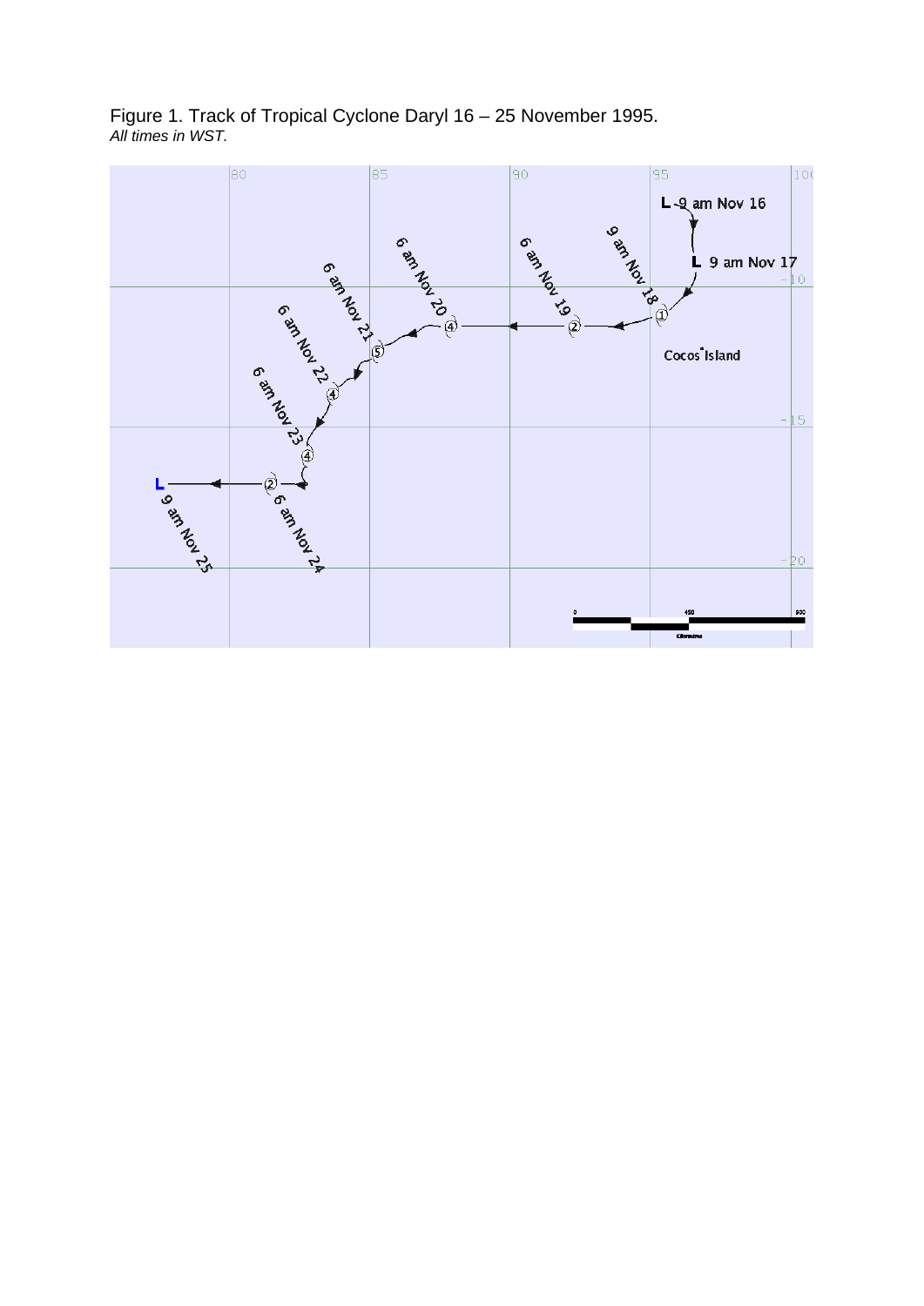Figure 1. Track of Tropical Cyclone Daryl 16 – 25 November 1995.
*All times in WST.*

80
85
90
95
100
-10
-15
-20

L 9 am Nov 16
L 9 am Nov 17
9 am Nov 18
6 am Nov 19
6 am Nov 20
6 am Nov 21
6 am Nov 22
6 am Nov 23
6 am Nov 24
L 9 am Nov 25

1
2
4
5
4
4
2

Cocos Island

0
450
900
Kilometres